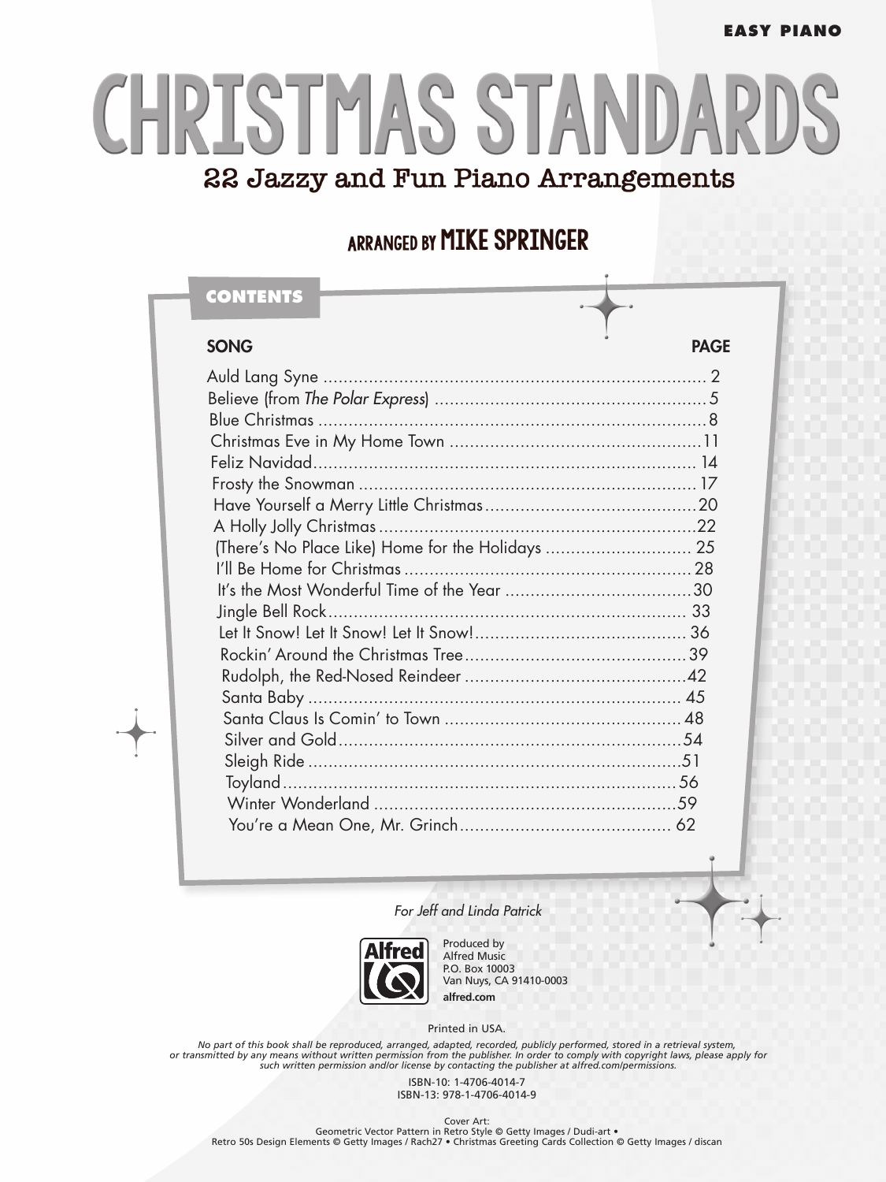EASY PIANO

# CHRISTMAS STANDARDS

## 22 Jazzy and Fun Piano Arrangements

### ARRANGED BY MIKE SPRINGER

**CONTENTS**

| SONG | PAGE |
|---|---|
| Auld Lang Syne | 2 |
| Believe (from *The Polar Express*) | 5 |
| Blue Christmas | 8 |
| Christmas Eve in My Home Town | 11 |
| Feliz Navidad | 14 |
| Frosty the Snowman | 17 |
| Have Yourself a Merry Little Christmas | 20 |
| A Holly Jolly Christmas | 22 |
| (There's No Place Like) Home for the Holidays | 25 |
| I'll Be Home for Christmas | 28 |
| It's the Most Wonderful Time of the Year | 30 |
| Jingle Bell Rock | 33 |
| Let It Snow! Let It Snow! Let It Snow! | 36 |
| Rockin' Around the Christmas Tree | 39 |
| Rudolph, the Red-Nosed Reindeer | 42 |
| Santa Baby | 45 |
| Santa Claus Is Comin' to Town | 48 |
| Silver and Gold | 54 |
| Sleigh Ride | 51 |
| Toyland | 56 |
| Winter Wonderland | 59 |
| You're a Mean One, Mr. Grinch | 62 |

*For Jeff and Linda Patrick*

Produced by
Alfred Music
P.O. Box 10003
Van Nuys, CA 91410-0003
**alfred.com**

Printed in USA.

*No part of this book shall be reproduced, arranged, adapted, recorded, publicly performed, stored in a retrieval system, or transmitted by any means without written permission from the publisher. In order to comply with copyright laws, please apply for such written permission and/or license by contacting the publisher at alfred.com/permissions.*

ISBN-10: 1-4706-4014-7
ISBN-13: 978-1-4706-4014-9

Cover Art:
Geometric Vector Pattern in Retro Style © Getty Images / Dudi-art •
Retro 50s Design Elements © Getty Images / Rach27 • Christmas Greeting Cards Collection © Getty Images / discan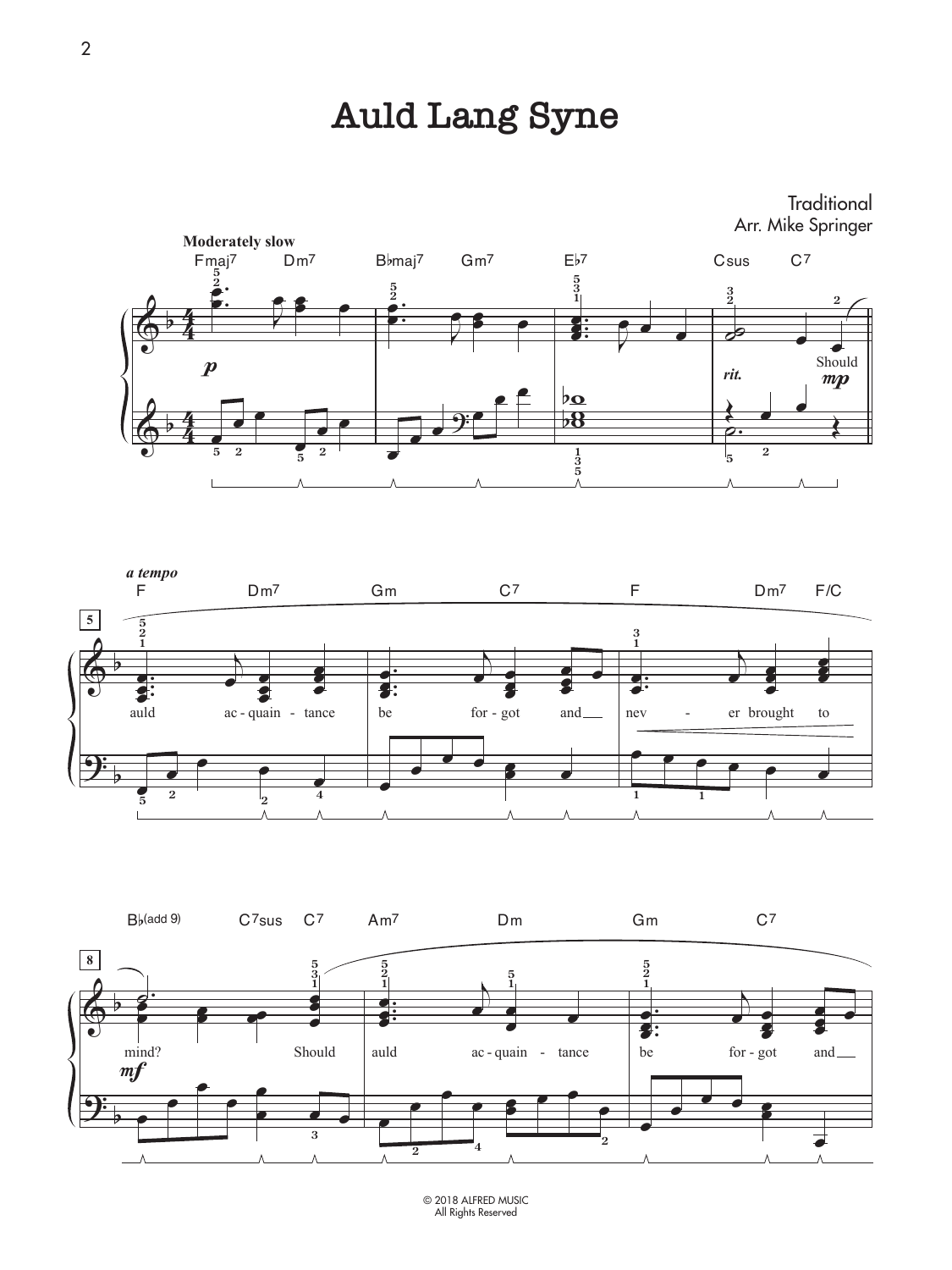# Auld Lang Syne

Traditional
Arr. Mike Springer

© 2018 ALFRED MUSIC
All Rights Reserved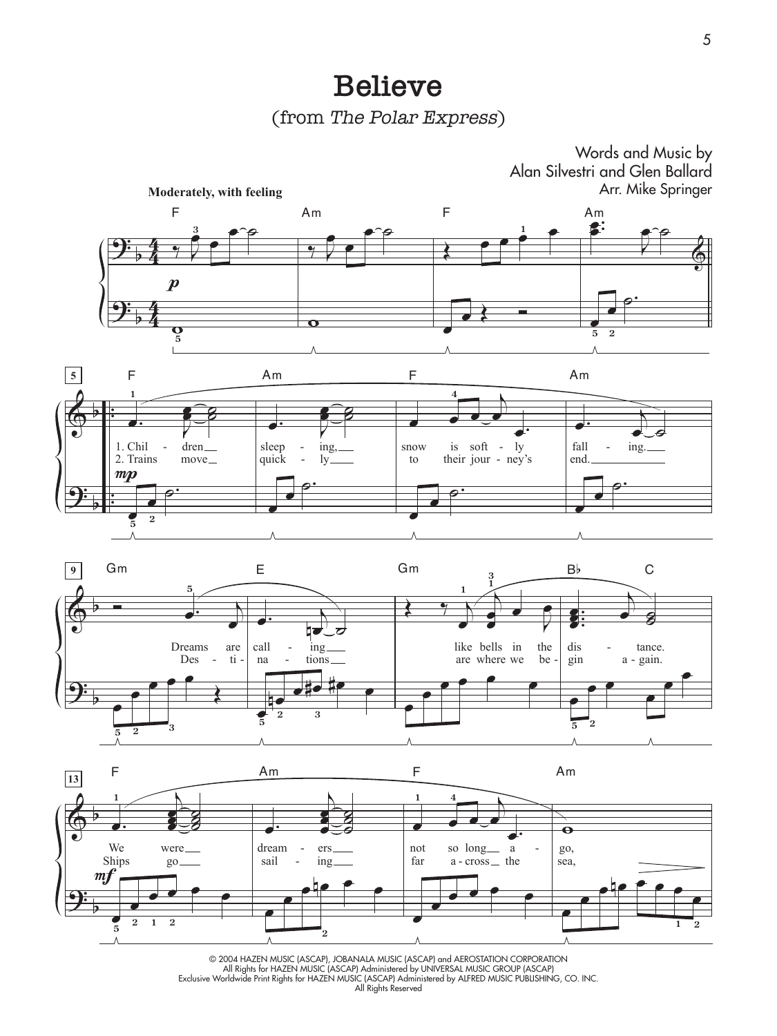# Believe

(from *The Polar Express*)

Words and Music by
Alan Silvestri and Glen Ballard
Arr. Mike Springer

**Moderately, with feeling**

© 2004 HAZEN MUSIC (ASCAP), JOBANALA MUSIC (ASCAP) and AEROSTATION CORPORATION
All Rights for HAZEN MUSIC (ASCAP) Administered by UNIVERSAL MUSIC GROUP (ASCAP)
Exclusive Worldwide Print Rights for HAZEN MUSIC (ASCAP) Administered by ALFRED MUSIC PUBLISHING, CO. INC.
All Rights Reserved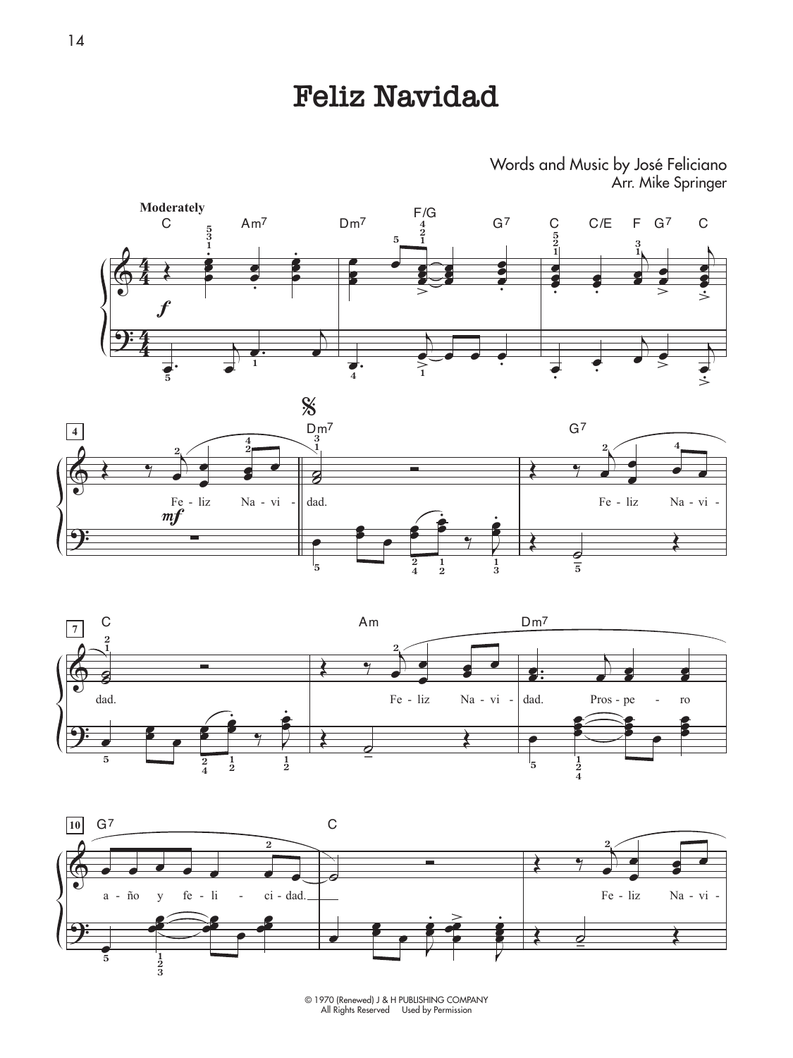# Feliz Navidad

Words and Music by José Feliciano
Arr. Mike Springer

© 1970 (Renewed) J & H PUBLISHING COMPANY
All Rights Reserved Used by Permission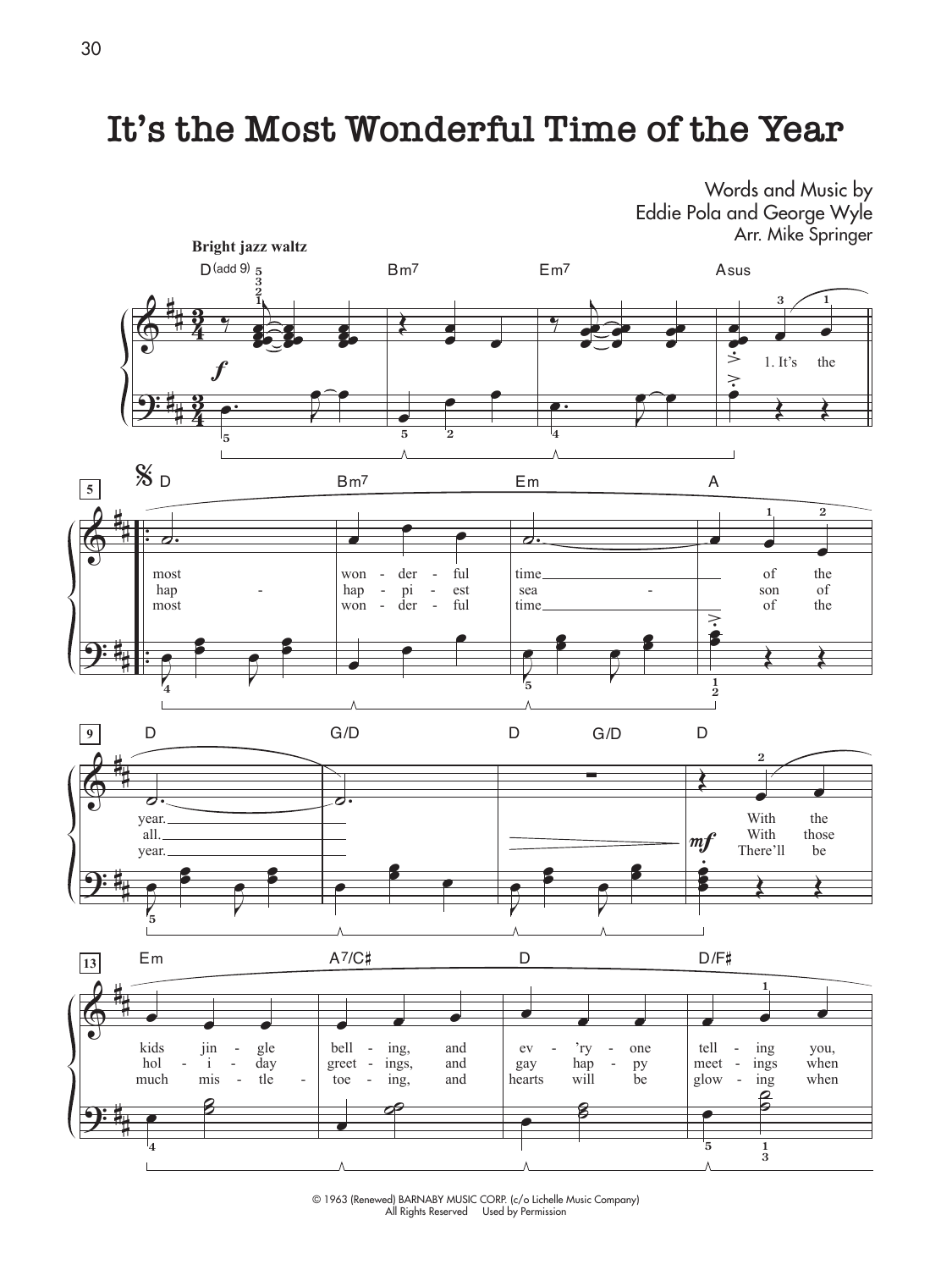# It's the Most Wonderful Time of the Year

Words and Music by
Eddie Pola and George Wyle
Arr. Mike Springer

© 1963 (Renewed) BARNABY MUSIC CORP. (c/o Lichelle Music Company)
All Rights Reserved Used by Permission